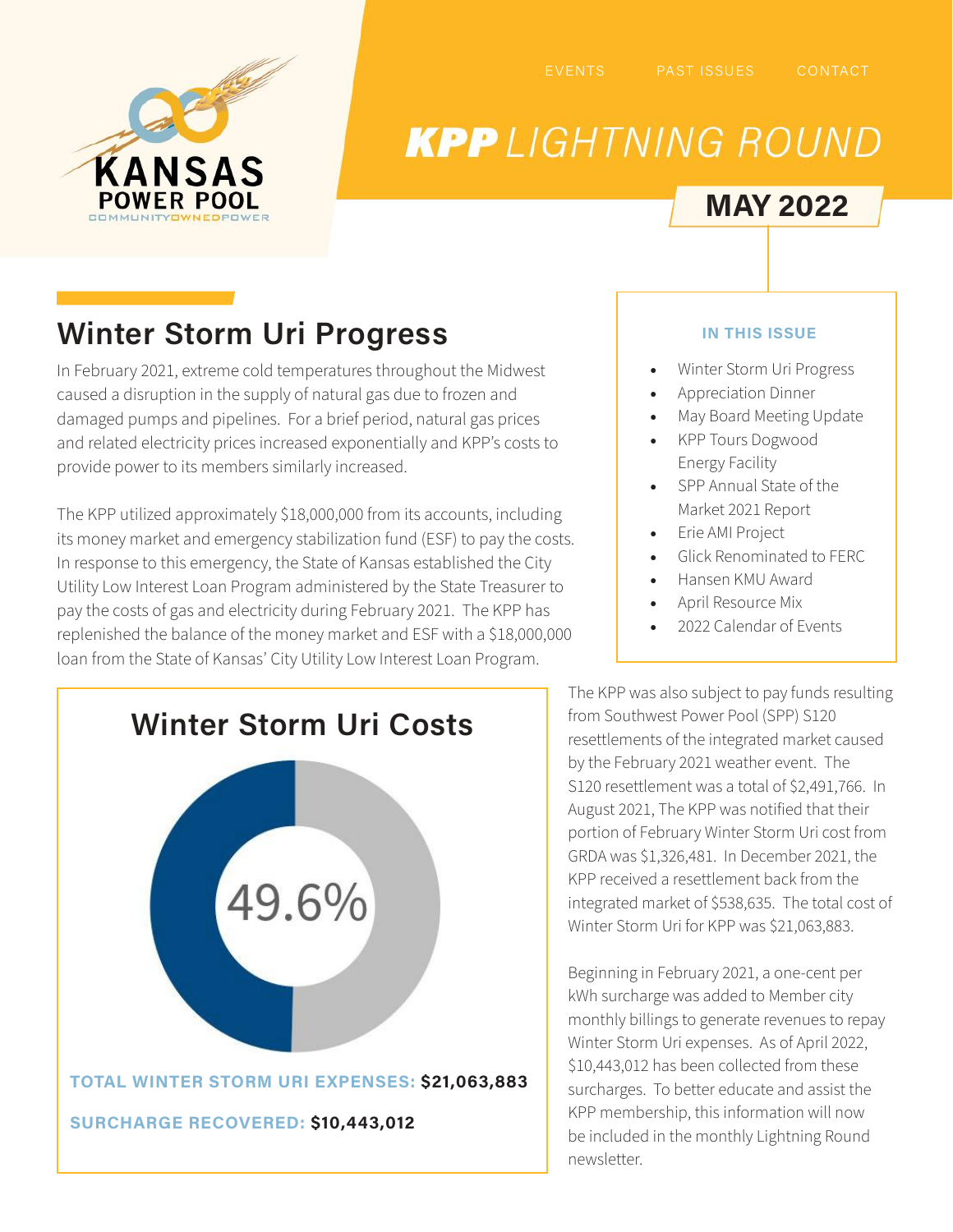EVENTS PAST ISSUES CONTACT

# KPP LIGHTNING ROUND

**MAY 2022**

## Winter Storm Uri Progress

In February 2021, extreme cold temperatures throughout the Midwest caused a disruption in the supply of natural gas due to frozen and damaged pumps and pipelines. For a brief period, natural gas prices and related electricity prices increased exponentially and KPP's costs to provide power to its members similarly increased.

The KPP utilized approximately $18,000,000 from its accounts, including its money market and emergency stabilization fund (ESF) to pay the costs. In response to this emergency, the State of Kansas established the City Utility Low Interest Loan Program administered by the State Treasurer to pay the costs of gas and electricity during February 2021. The KPP has replenished the balance of the money market and ESF with a $18,000,000 loan from the State of Kansas' City Utility Low Interest Loan Program.

**IN THIS ISSUE**

- Winter Storm Uri Progress
- Appreciation Dinner
- May Board Meeting Update
- KPP Tours Dogwood Energy Facility
- SPP Annual State of the Market 2021 Report
- Erie AMI Project
- Glick Renominated to FERC
- Hansen KMU Award
- April Resource Mix
- 2022 Calendar of Events

### Winter Storm Uri Costs

49.6%

**TOTAL WINTER STORM URI EXPENSES: $21,063,883**

**SURCHARGE RECOVERED: $10,443,012**

The KPP was also subject to pay funds resulting from Southwest Power Pool (SPP) S120 resettlements of the integrated market caused by the February 2021 weather event. The S120 resettlement was a total of $2,491,766. In August 2021, The KPP was notified that their portion of February Winter Storm Uri cost from GRDA was $1,326,481. In December 2021, the KPP received a resettlement back from the integrated market of $538,635. The total cost of Winter Storm Uri for KPP was $21,063,883.

Beginning in February 2021, a one-cent per kWh surcharge was added to Member city monthly billings to generate revenues to repay Winter Storm Uri expenses. As of April 2022, $10,443,012 has been collected from these surcharges. To better educate and assist the KPP membership, this information will now be included in the monthly Lightning Round newsletter.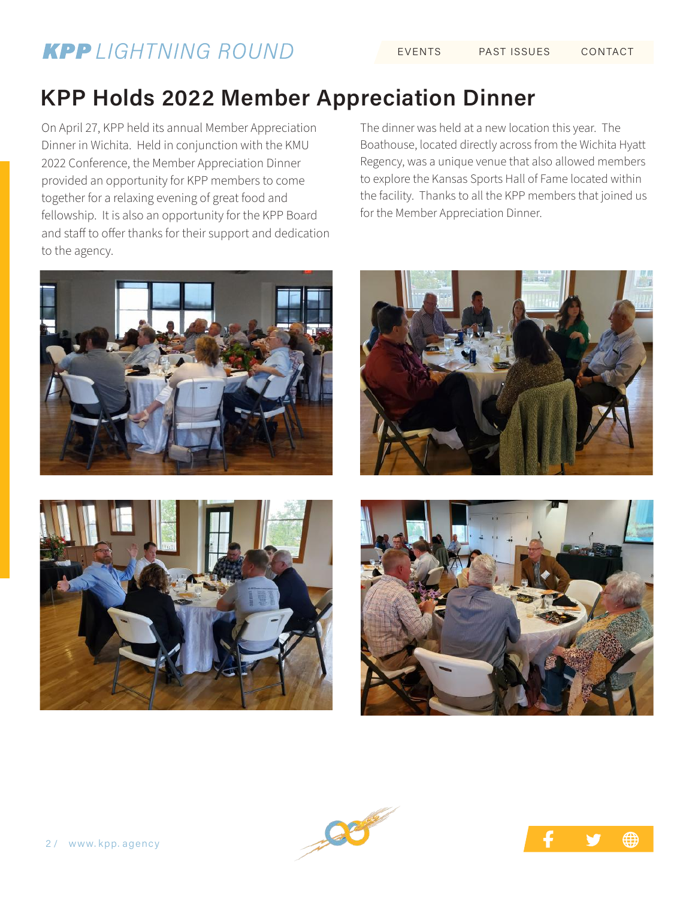# KPP Holds 2022 Member Appreciation Dinner

On April 27, KPP held its annual Member Appreciation Dinner in Wichita. Held in conjunction with the KMU 2022 Conference, the Member Appreciation Dinner provided an opportunity for KPP members to come together for a relaxing evening of great food and fellowship. It is also an opportunity for the KPP Board and staff to offer thanks for their support and dedication to the agency.

The dinner was held at a new location this year. The Boathouse, located directly across from the Wichita Hyatt Regency, was a unique venue that also allowed members to explore the Kansas Sports Hall of Fame located within the facility. Thanks to all the KPP members that joined us for the Member Appreciation Dinner.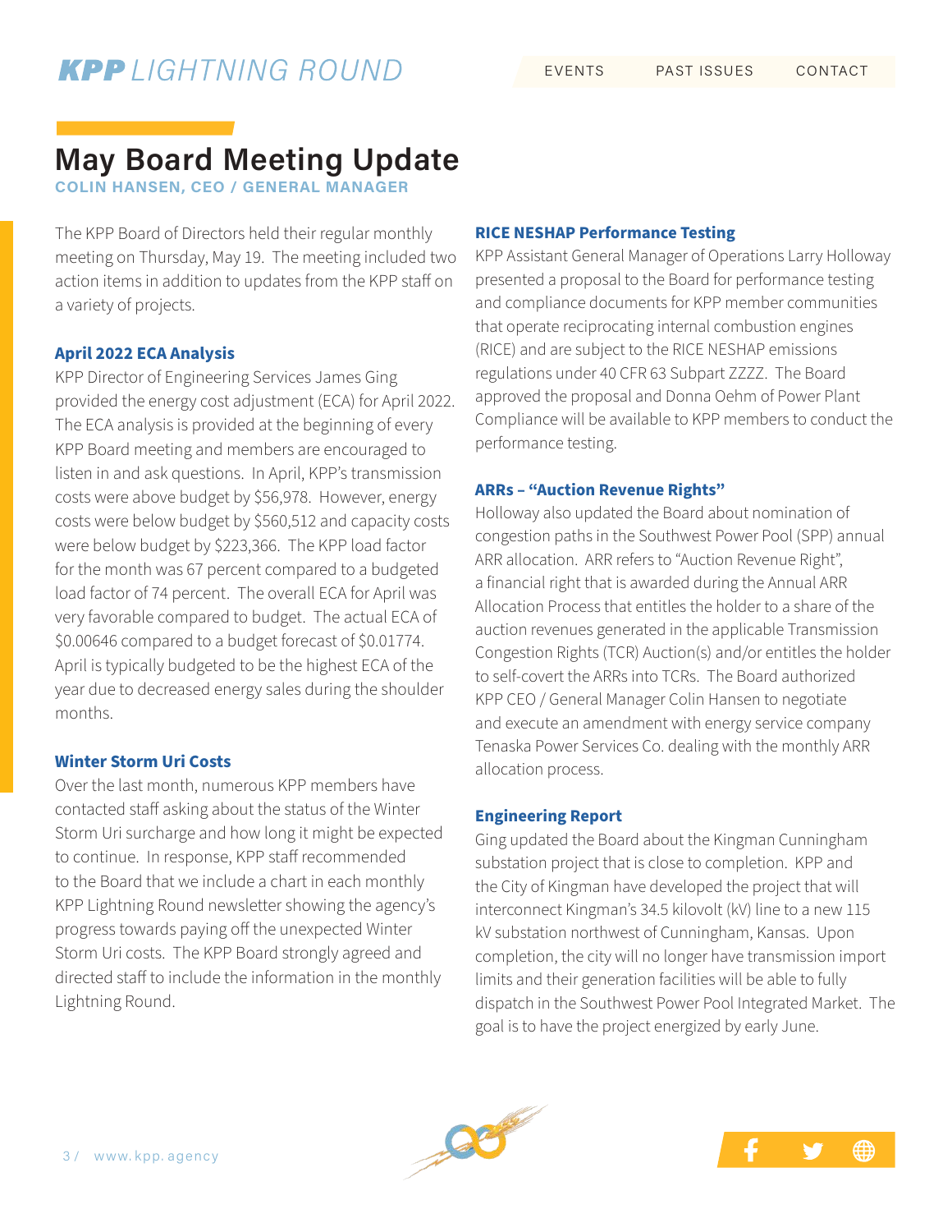# May Board Meeting Update

**COLIN HANSEN, CEO / GENERAL MANAGER**

The KPP Board of Directors held their regular monthly meeting on Thursday, May 19. The meeting included two action items in addition to updates from the KPP staff on a variety of projects.

### April 2022 ECA Analysis

KPP Director of Engineering Services James Ging provided the energy cost adjustment (ECA) for April 2022. The ECA analysis is provided at the beginning of every KPP Board meeting and members are encouraged to listen in and ask questions. In April, KPP's transmission costs were above budget by $56,978. However, energy costs were below budget by $560,512 and capacity costs were below budget by $223,366. The KPP load factor for the month was 67 percent compared to a budgeted load factor of 74 percent. The overall ECA for April was very favorable compared to budget. The actual ECA of $0.00646 compared to a budget forecast of $0.01774. April is typically budgeted to be the highest ECA of the year due to decreased energy sales during the shoulder months.

### Winter Storm Uri Costs

Over the last month, numerous KPP members have contacted staff asking about the status of the Winter Storm Uri surcharge and how long it might be expected to continue. In response, KPP staff recommended to the Board that we include a chart in each monthly KPP Lightning Round newsletter showing the agency's progress towards paying off the unexpected Winter Storm Uri costs. The KPP Board strongly agreed and directed staff to include the information in the monthly Lightning Round.

### RICE NESHAP Performance Testing

KPP Assistant General Manager of Operations Larry Holloway presented a proposal to the Board for performance testing and compliance documents for KPP member communities that operate reciprocating internal combustion engines (RICE) and are subject to the RICE NESHAP emissions regulations under 40 CFR 63 Subpart ZZZZ. The Board approved the proposal and Donna Oehm of Power Plant Compliance will be available to KPP members to conduct the performance testing.

### ARRs – "Auction Revenue Rights"

Holloway also updated the Board about nomination of congestion paths in the Southwest Power Pool (SPP) annual ARR allocation. ARR refers to "Auction Revenue Right", a financial right that is awarded during the Annual ARR Allocation Process that entitles the holder to a share of the auction revenues generated in the applicable Transmission Congestion Rights (TCR) Auction(s) and/or entitles the holder to self-covert the ARRs into TCRs. The Board authorized KPP CEO / General Manager Colin Hansen to negotiate and execute an amendment with energy service company Tenaska Power Services Co. dealing with the monthly ARR allocation process.

### Engineering Report

Ging updated the Board about the Kingman Cunningham substation project that is close to completion. KPP and the City of Kingman have developed the project that will interconnect Kingman's 34.5 kilovolt (kV) line to a new 115 kV substation northwest of Cunningham, Kansas. Upon completion, the city will no longer have transmission import limits and their generation facilities will be able to fully dispatch in the Southwest Power Pool Integrated Market. The goal is to have the project energized by early June.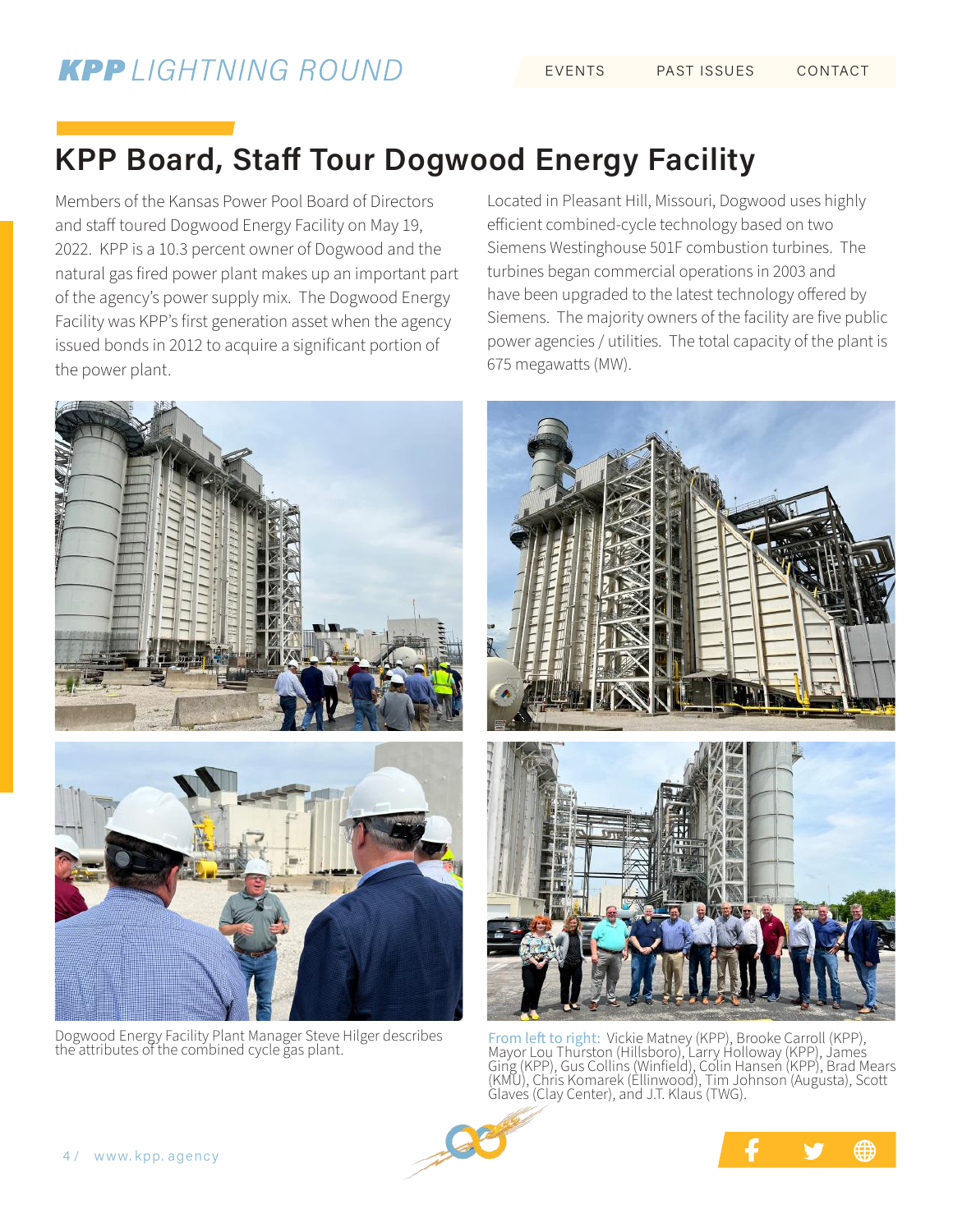## KPP Board, Staff Tour Dogwood Energy Facility

Members of the Kansas Power Pool Board of Directors and staff toured Dogwood Energy Facility on May 19, 2022. KPP is a 10.3 percent owner of Dogwood and the natural gas fired power plant makes up an important part of the agency's power supply mix. The Dogwood Energy Facility was KPP's first generation asset when the agency issued bonds in 2012 to acquire a significant portion of the power plant.

Located in Pleasant Hill, Missouri, Dogwood uses highly efficient combined-cycle technology based on two Siemens Westinghouse 501F combustion turbines. The turbines began commercial operations in 2003 and have been upgraded to the latest technology offered by Siemens. The majority owners of the facility are five public power agencies / utilities. The total capacity of the plant is 675 megawatts (MW).

Dogwood Energy Facility Plant Manager Steve Hilger describes the attributes of the combined cycle gas plant.

From left to right: Vickie Matney (KPP), Brooke Carroll (KPP), Mayor Lou Thurston (Hillsboro), Larry Holloway (KPP), James Ging (KPP), Gus Collins (Winfield), Colin Hansen (KPP), Brad Mears (KMU), Chris Komarek (Ellinwood), Tim Johnson (Augusta), Scott Glaves (Clay Center), and J.T. Klaus (TWG).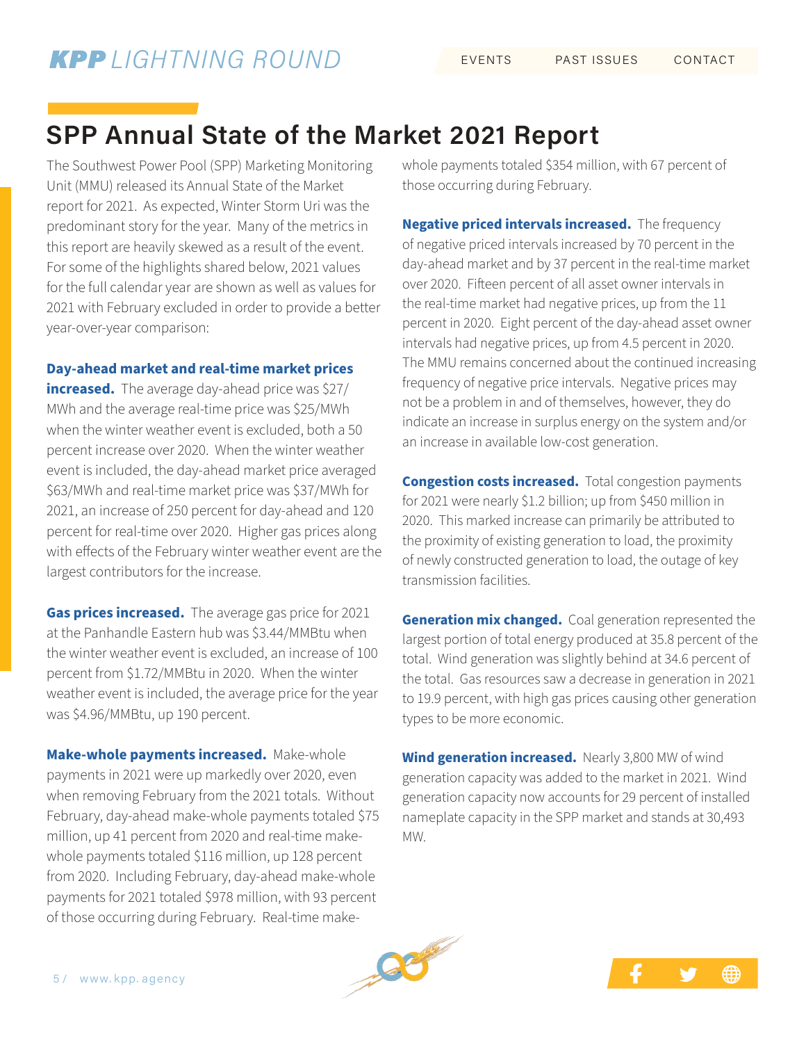# SPP Annual State of the Market 2021 Report

The Southwest Power Pool (SPP) Marketing Monitoring Unit (MMU) released its Annual State of the Market report for 2021. As expected, Winter Storm Uri was the predominant story for the year. Many of the metrics in this report are heavily skewed as a result of the event. For some of the highlights shared below, 2021 values for the full calendar year are shown as well as values for 2021 with February excluded in order to provide a better year-over-year comparison:

**Day-ahead market and real-time market prices increased.** The average day-ahead price was $27/MWh and the average real-time price was $25/MWh when the winter weather event is excluded, both a 50 percent increase over 2020. When the winter weather event is included, the day-ahead market price averaged $63/MWh and real-time market price was $37/MWh for 2021, an increase of 250 percent for day-ahead and 120 percent for real-time over 2020. Higher gas prices along with effects of the February winter weather event are the largest contributors for the increase.

**Gas prices increased.** The average gas price for 2021 at the Panhandle Eastern hub was $3.44/MMBtu when the winter weather event is excluded, an increase of 100 percent from $1.72/MMBtu in 2020. When the winter weather event is included, the average price for the year was $4.96/MMBtu, up 190 percent.

**Make-whole payments increased.** Make-whole payments in 2021 were up markedly over 2020, even when removing February from the 2021 totals. Without February, day-ahead make-whole payments totaled $75 million, up 41 percent from 2020 and real-time make-whole payments totaled $116 million, up 128 percent from 2020. Including February, day-ahead make-whole payments for 2021 totaled $978 million, with 93 percent of those occurring during February. Real-time make-whole payments totaled $354 million, with 67 percent of those occurring during February.

**Negative priced intervals increased.** The frequency of negative priced intervals increased by 70 percent in the day-ahead market and by 37 percent in the real-time market over 2020. Fifteen percent of all asset owner intervals in the real-time market had negative prices, up from the 11 percent in 2020. Eight percent of the day-ahead asset owner intervals had negative prices, up from 4.5 percent in 2020. The MMU remains concerned about the continued increasing frequency of negative price intervals. Negative prices may not be a problem in and of themselves, however, they do indicate an increase in surplus energy on the system and/or an increase in available low-cost generation.

**Congestion costs increased.** Total congestion payments for 2021 were nearly $1.2 billion; up from $450 million in 2020. This marked increase can primarily be attributed to the proximity of existing generation to load, the proximity of newly constructed generation to load, the outage of key transmission facilities.

**Generation mix changed.** Coal generation represented the largest portion of total energy produced at 35.8 percent of the total. Wind generation was slightly behind at 34.6 percent of the total. Gas resources saw a decrease in generation in 2021 to 19.9 percent, with high gas prices causing other generation types to be more economic.

**Wind generation increased.** Nearly 3,800 MW of wind generation capacity was added to the market in 2021. Wind generation capacity now accounts for 29 percent of installed nameplate capacity in the SPP market and stands at 30,493 MW.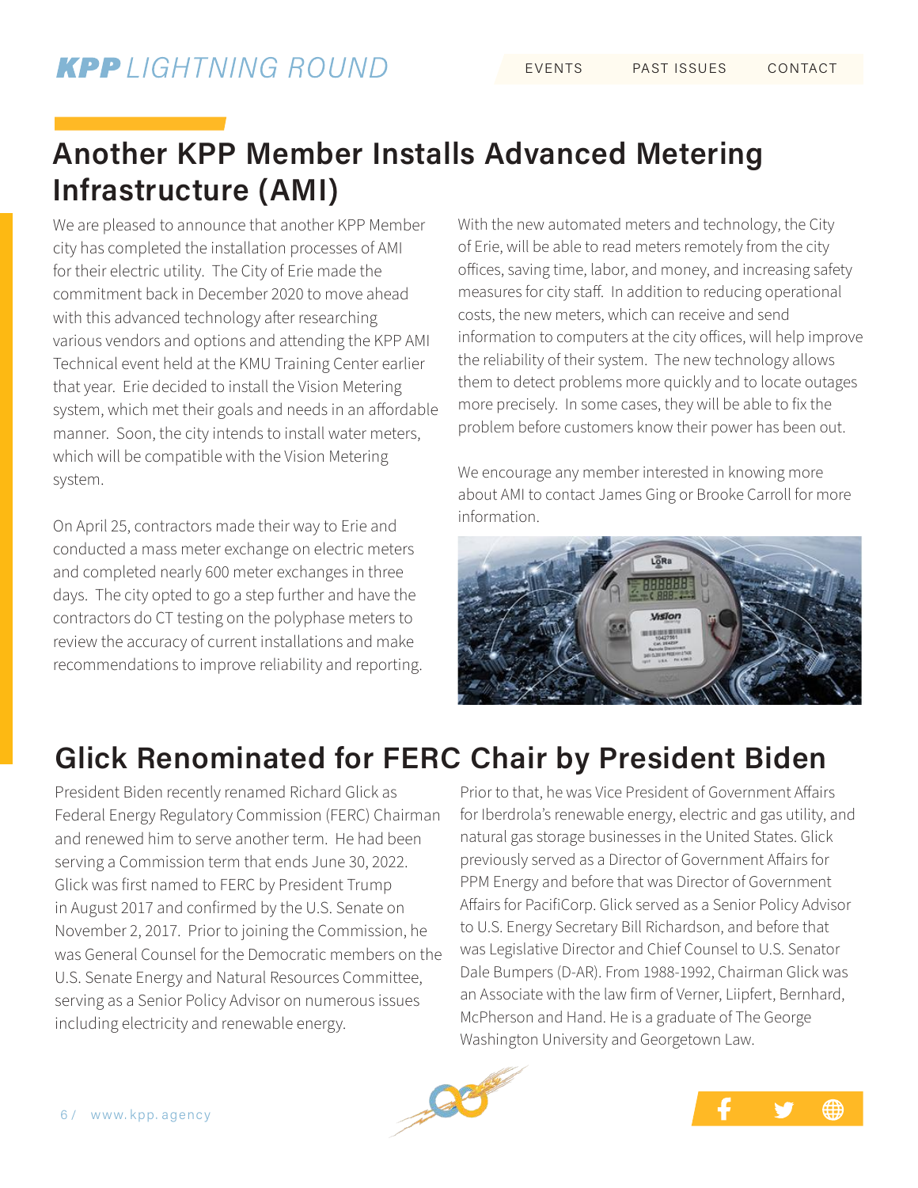## Another KPP Member Installs Advanced Metering Infrastructure (AMI)

We are pleased to announce that another KPP Member city has completed the installation processes of AMI for their electric utility. The City of Erie made the commitment back in December 2020 to move ahead with this advanced technology after researching various vendors and options and attending the KPP AMI Technical event held at the KMU Training Center earlier that year. Erie decided to install the Vision Metering system, which met their goals and needs in an affordable manner. Soon, the city intends to install water meters, which will be compatible with the Vision Metering system.

On April 25, contractors made their way to Erie and conducted a mass meter exchange on electric meters and completed nearly 600 meter exchanges in three days. The city opted to go a step further and have the contractors do CT testing on the polyphase meters to review the accuracy of current installations and make recommendations to improve reliability and reporting.

With the new automated meters and technology, the City of Erie, will be able to read meters remotely from the city offices, saving time, labor, and money, and increasing safety measures for city staff. In addition to reducing operational costs, the new meters, which can receive and send information to computers at the city offices, will help improve the reliability of their system. The new technology allows them to detect problems more quickly and to locate outages more precisely. In some cases, they will be able to fix the problem before customers know their power has been out.

We encourage any member interested in knowing more about AMI to contact James Ging or Brooke Carroll for more information.

## Glick Renominated for FERC Chair by President Biden

President Biden recently renamed Richard Glick as Federal Energy Regulatory Commission (FERC) Chairman and renewed him to serve another term. He had been serving a Commission term that ends June 30, 2022. Glick was first named to FERC by President Trump in August 2017 and confirmed by the U.S. Senate on November 2, 2017. Prior to joining the Commission, he was General Counsel for the Democratic members on the U.S. Senate Energy and Natural Resources Committee, serving as a Senior Policy Advisor on numerous issues including electricity and renewable energy.

Prior to that, he was Vice President of Government Affairs for Iberdrola's renewable energy, electric and gas utility, and natural gas storage businesses in the United States. Glick previously served as a Director of Government Affairs for PPM Energy and before that was Director of Government Affairs for PacifiCorp. Glick served as a Senior Policy Advisor to U.S. Energy Secretary Bill Richardson, and before that was Legislative Director and Chief Counsel to U.S. Senator Dale Bumpers (D-AR). From 1988-1992, Chairman Glick was an Associate with the law firm of Verner, Liipfert, Bernhard, McPherson and Hand. He is a graduate of The George Washington University and Georgetown Law.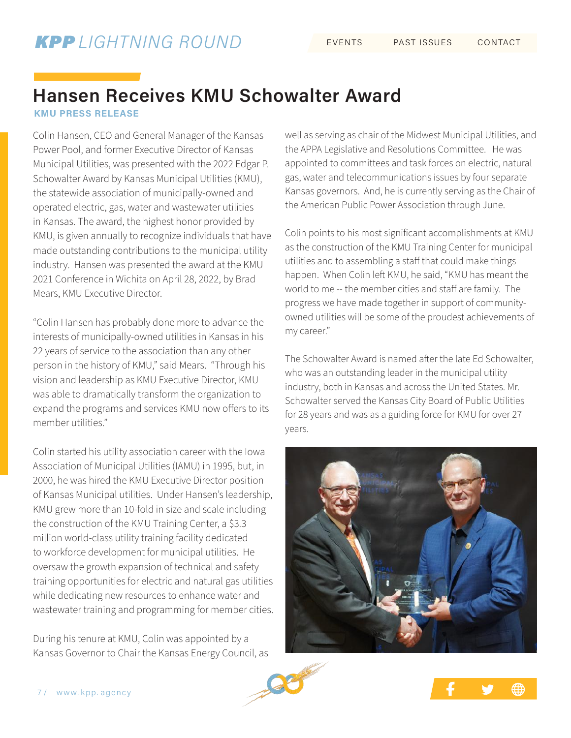# Hansen Receives KMU Schowalter Award

**KMU PRESS RELEASE**

Colin Hansen, CEO and General Manager of the Kansas Power Pool, and former Executive Director of Kansas Municipal Utilities, was presented with the 2022 Edgar P. Schowalter Award by Kansas Municipal Utilities (KMU), the statewide association of municipally-owned and operated electric, gas, water and wastewater utilities in Kansas. The award, the highest honor provided by KMU, is given annually to recognize individuals that have made outstanding contributions to the municipal utility industry. Hansen was presented the award at the KMU 2021 Conference in Wichita on April 28, 2022, by Brad Mears, KMU Executive Director.

"Colin Hansen has probably done more to advance the interests of municipally-owned utilities in Kansas in his 22 years of service to the association than any other person in the history of KMU," said Mears. "Through his vision and leadership as KMU Executive Director, KMU was able to dramatically transform the organization to expand the programs and services KMU now offers to its member utilities."

Colin started his utility association career with the Iowa Association of Municipal Utilities (IAMU) in 1995, but, in 2000, he was hired the KMU Executive Director position of Kansas Municipal utilities. Under Hansen's leadership, KMU grew more than 10-fold in size and scale including the construction of the KMU Training Center, a $3.3 million world-class utility training facility dedicated to workforce development for municipal utilities. He oversaw the growth expansion of technical and safety training opportunities for electric and natural gas utilities while dedicating new resources to enhance water and wastewater training and programming for member cities.

During his tenure at KMU, Colin was appointed by a Kansas Governor to Chair the Kansas Energy Council, as well as serving as chair of the Midwest Municipal Utilities, and the APPA Legislative and Resolutions Committee. He was appointed to committees and task forces on electric, natural gas, water and telecommunications issues by four separate Kansas governors. And, he is currently serving as the Chair of the American Public Power Association through June.

Colin points to his most significant accomplishments at KMU as the construction of the KMU Training Center for municipal utilities and to assembling a staff that could make things happen. When Colin left KMU, he said, "KMU has meant the world to me -- the member cities and staff are family. The progress we have made together in support of community-owned utilities will be some of the proudest achievements of my career."

The Schowalter Award is named after the late Ed Schowalter, who was an outstanding leader in the municipal utility industry, both in Kansas and across the United States. Mr. Schowalter served the Kansas City Board of Public Utilities for 28 years and was as a guiding force for KMU for over 27 years.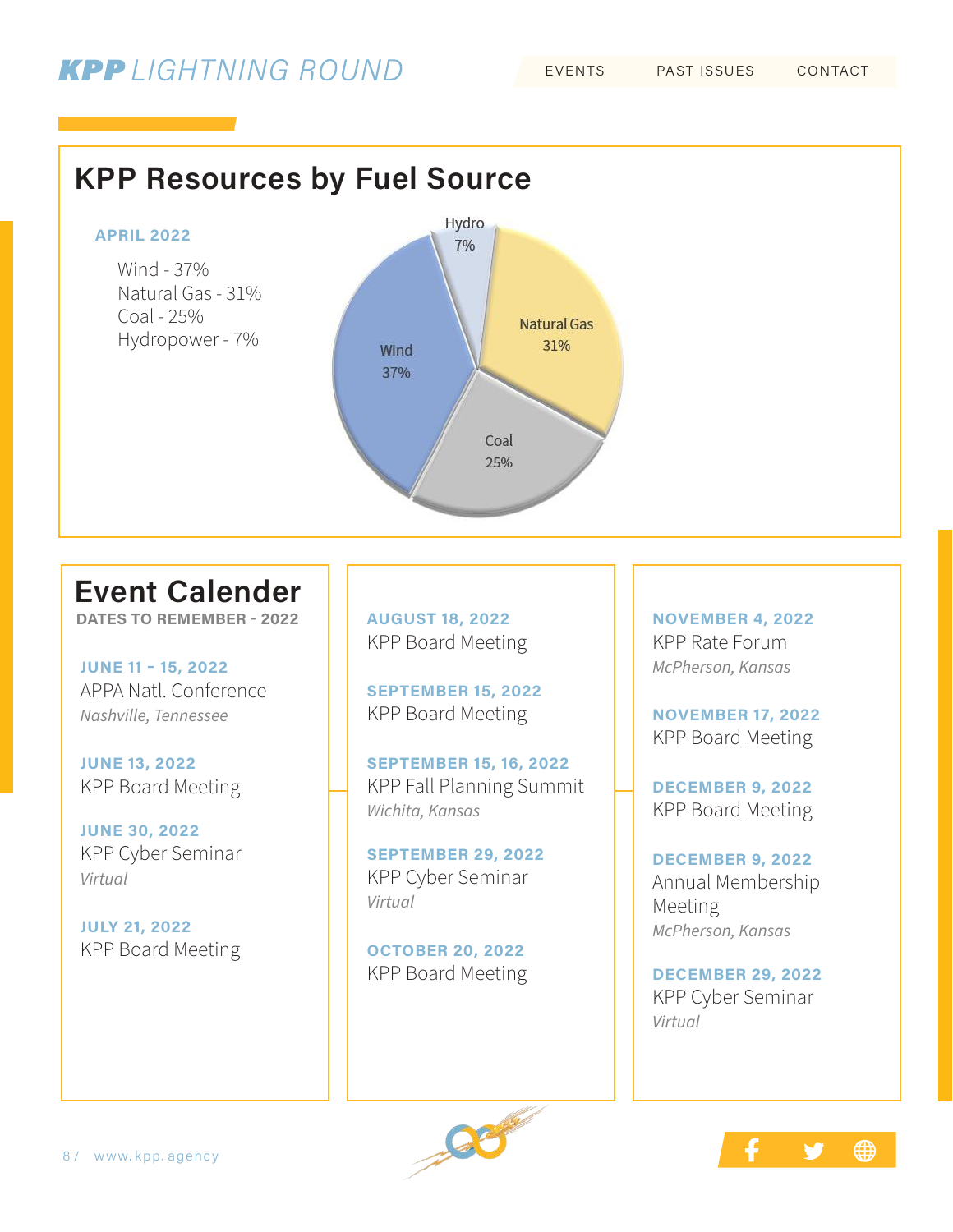# KPP Resources by Fuel Source

**APRIL 2022**

Wind - 37%
Natural Gas - 31%
Coal - 25%
Hydropower - 7%

Hydro
7%
Natural Gas
31%
Wind
37%
Coal
25%

# Event Calender

**DATES TO REMEMBER - 2022**

**JUNE 11 – 15, 2022**
APPA Natl. Conference
*Nashville, Tennessee*

**JUNE 13, 2022**
KPP Board Meeting

**JUNE 30, 2022**
KPP Cyber Seminar
*Virtual*

**JULY 21, 2022**
KPP Board Meeting

**AUGUST 18, 2022**
KPP Board Meeting

**SEPTEMBER 15, 2022**
KPP Board Meeting

**SEPTEMBER 15, 16, 2022**
KPP Fall Planning Summit
*Wichita, Kansas*

**SEPTEMBER 29, 2022**
KPP Cyber Seminar
*Virtual*

**OCTOBER 20, 2022**
KPP Board Meeting

**NOVEMBER 4, 2022**
KPP Rate Forum
*McPherson, Kansas*

**NOVEMBER 17, 2022**
KPP Board Meeting

**DECEMBER 9, 2022**
KPP Board Meeting

**DECEMBER 9, 2022**
Annual Membership Meeting
*McPherson, Kansas*

**DECEMBER 29, 2022**
KPP Cyber Seminar
*Virtual*